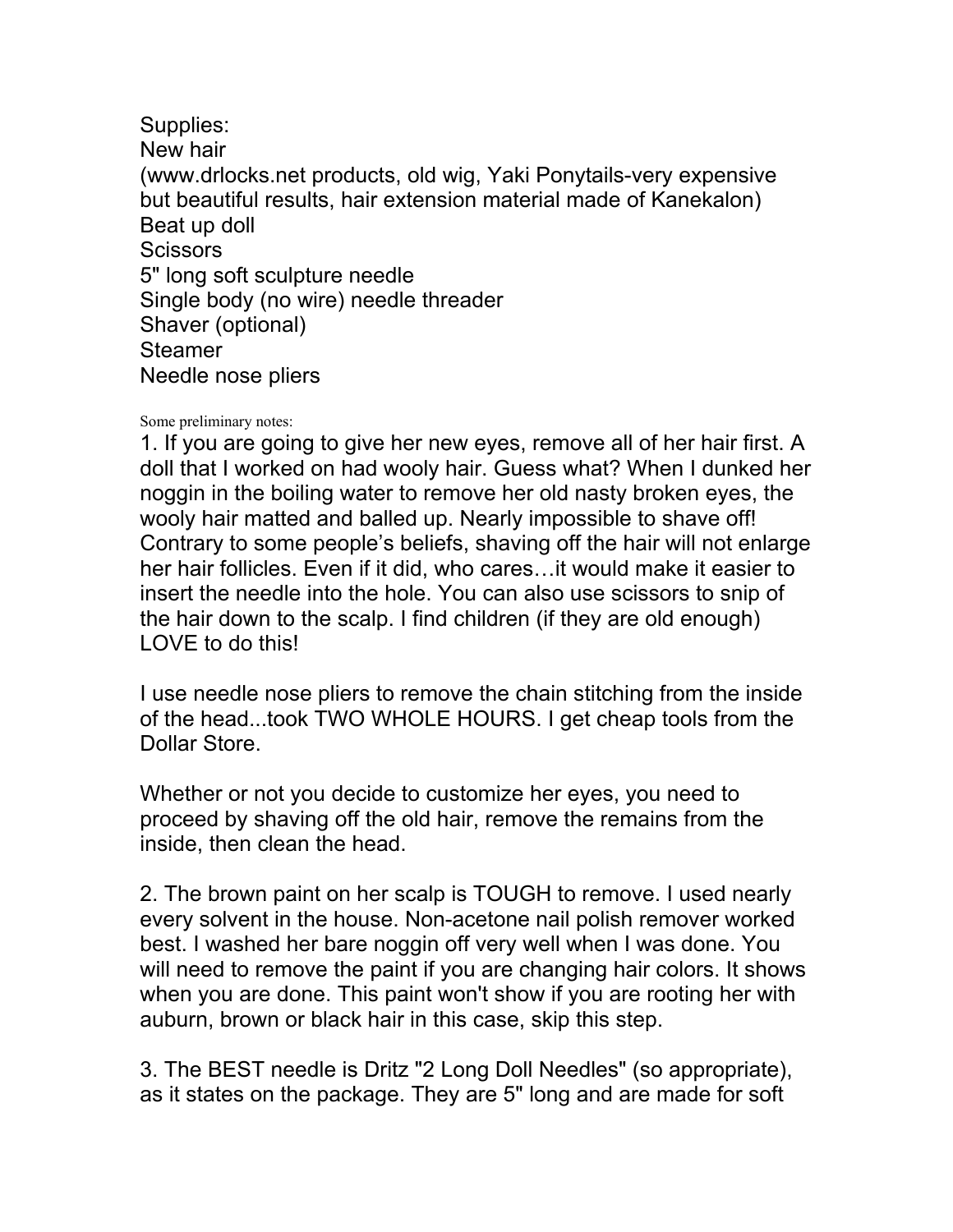Supplies:
New hair
(www.drlocks.net products, old wig, Yaki Ponytails-very expensive but beautiful results, hair extension material made of Kanekalon)
Beat up doll
Scissors
5" long soft sculpture needle
Single body (no wire) needle threader
Shaver (optional)
Steamer
Needle nose pliers

Some preliminary notes:

1. If you are going to give her new eyes, remove all of her hair first. A doll that I worked on had wooly hair. Guess what? When I dunked her noggin in the boiling water to remove her old nasty broken eyes, the wooly hair matted and balled up. Nearly impossible to shave off! Contrary to some people's beliefs, shaving off the hair will not enlarge her hair follicles. Even if it did, who cares…it would make it easier to insert the needle into the hole. You can also use scissors to snip of the hair down to the scalp. I find children (if they are old enough) LOVE to do this!

I use needle nose pliers to remove the chain stitching from the inside of the head...took TWO WHOLE HOURS. I get cheap tools from the Dollar Store.

Whether or not you decide to customize her eyes, you need to proceed by shaving off the old hair, remove the remains from the inside, then clean the head.

2. The brown paint on her scalp is TOUGH to remove. I used nearly every solvent in the house. Non-acetone nail polish remover worked best. I washed her bare noggin off very well when I was done. You will need to remove the paint if you are changing hair colors. It shows when you are done. This paint won't show if you are rooting her with auburn, brown or black hair in this case, skip this step.

3. The BEST needle is Dritz "2 Long Doll Needles" (so appropriate), as it states on the package. They are 5" long and are made for soft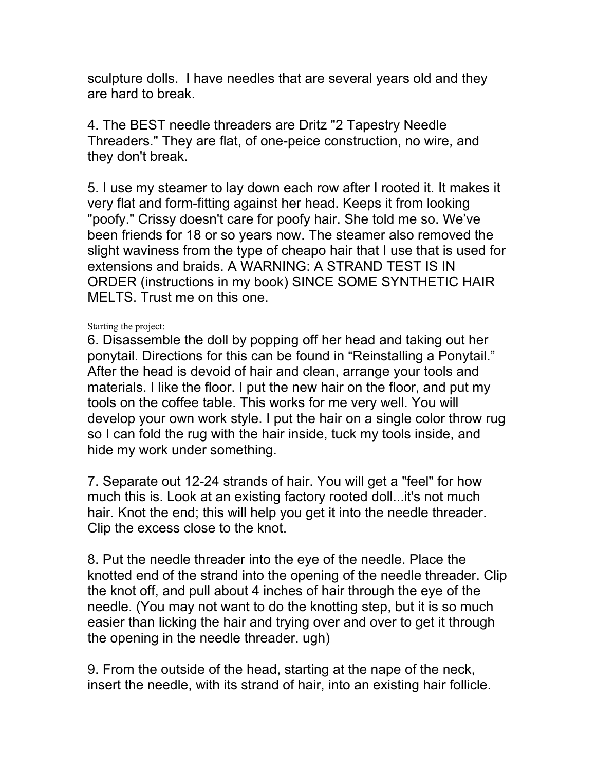sculpture dolls.  I have needles that are several years old and they are hard to break.

4. The BEST needle threaders are Dritz "2 Tapestry Needle Threaders." They are flat, of one-peice construction, no wire, and they don't break.

5. I use my steamer to lay down each row after I rooted it. It makes it very flat and form-fitting against her head. Keeps it from looking "poofy." Crissy doesn't care for poofy hair. She told me so. We've been friends for 18 or so years now. The steamer also removed the slight waviness from the type of cheapo hair that I use that is used for extensions and braids. A WARNING: A STRAND TEST IS IN ORDER (instructions in my book) SINCE SOME SYNTHETIC HAIR MELTS. Trust me on this one.

Starting the project:

6. Disassemble the doll by popping off her head and taking out her ponytail. Directions for this can be found in "Reinstalling a Ponytail." After the head is devoid of hair and clean, arrange your tools and materials. I like the floor. I put the new hair on the floor, and put my tools on the coffee table. This works for me very well. You will develop your own work style. I put the hair on a single color throw rug so I can fold the rug with the hair inside, tuck my tools inside, and hide my work under something.

7. Separate out 12-24 strands of hair. You will get a "feel" for how much this is. Look at an existing factory rooted doll...it's not much hair. Knot the end; this will help you get it into the needle threader. Clip the excess close to the knot.

8. Put the needle threader into the eye of the needle. Place the knotted end of the strand into the opening of the needle threader. Clip the knot off, and pull about 4 inches of hair through the eye of the needle. (You may not want to do the knotting step, but it is so much easier than licking the hair and trying over and over to get it through the opening in the needle threader. ugh)

9. From the outside of the head, starting at the nape of the neck, insert the needle, with its strand of hair, into an existing hair follicle.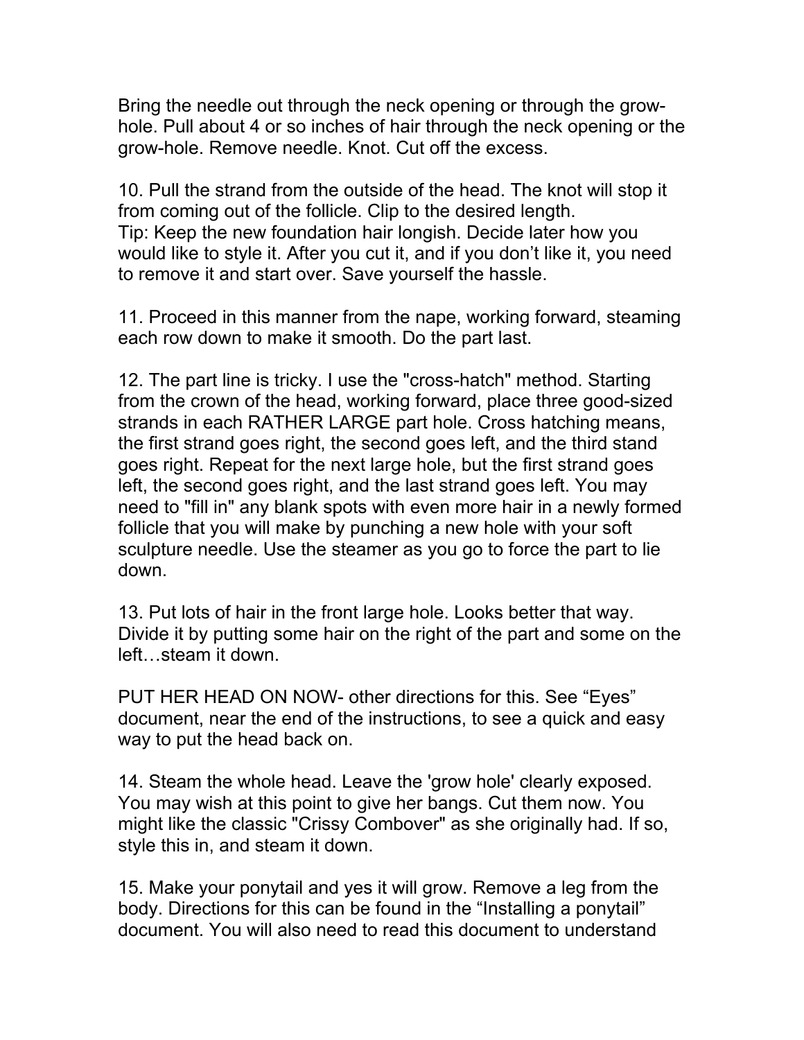Bring the needle out through the neck opening or through the grow-hole. Pull about 4 or so inches of hair through the neck opening or the grow-hole. Remove needle. Knot. Cut off the excess.

10. Pull the strand from the outside of the head. The knot will stop it from coming out of the follicle. Clip to the desired length.
Tip: Keep the new foundation hair longish. Decide later how you would like to style it. After you cut it, and if you don't like it, you need to remove it and start over. Save yourself the hassle.

11. Proceed in this manner from the nape, working forward, steaming each row down to make it smooth. Do the part last.

12. The part line is tricky. I use the "cross-hatch" method. Starting from the crown of the head, working forward, place three good-sized strands in each RATHER LARGE part hole. Cross hatching means, the first strand goes right, the second goes left, and the third stand goes right. Repeat for the next large hole, but the first strand goes left, the second goes right, and the last strand goes left. You may need to "fill in" any blank spots with even more hair in a newly formed follicle that you will make by punching a new hole with your soft sculpture needle. Use the steamer as you go to force the part to lie down.

13. Put lots of hair in the front large hole. Looks better that way. Divide it by putting some hair on the right of the part and some on the left…steam it down.

PUT HER HEAD ON NOW- other directions for this. See "Eyes" document, near the end of the instructions, to see a quick and easy way to put the head back on.

14. Steam the whole head. Leave the 'grow hole' clearly exposed. You may wish at this point to give her bangs. Cut them now. You might like the classic "Crissy Combover" as she originally had. If so, style this in, and steam it down.

15. Make your ponytail and yes it will grow. Remove a leg from the body. Directions for this can be found in the "Installing a ponytail" document. You will also need to read this document to understand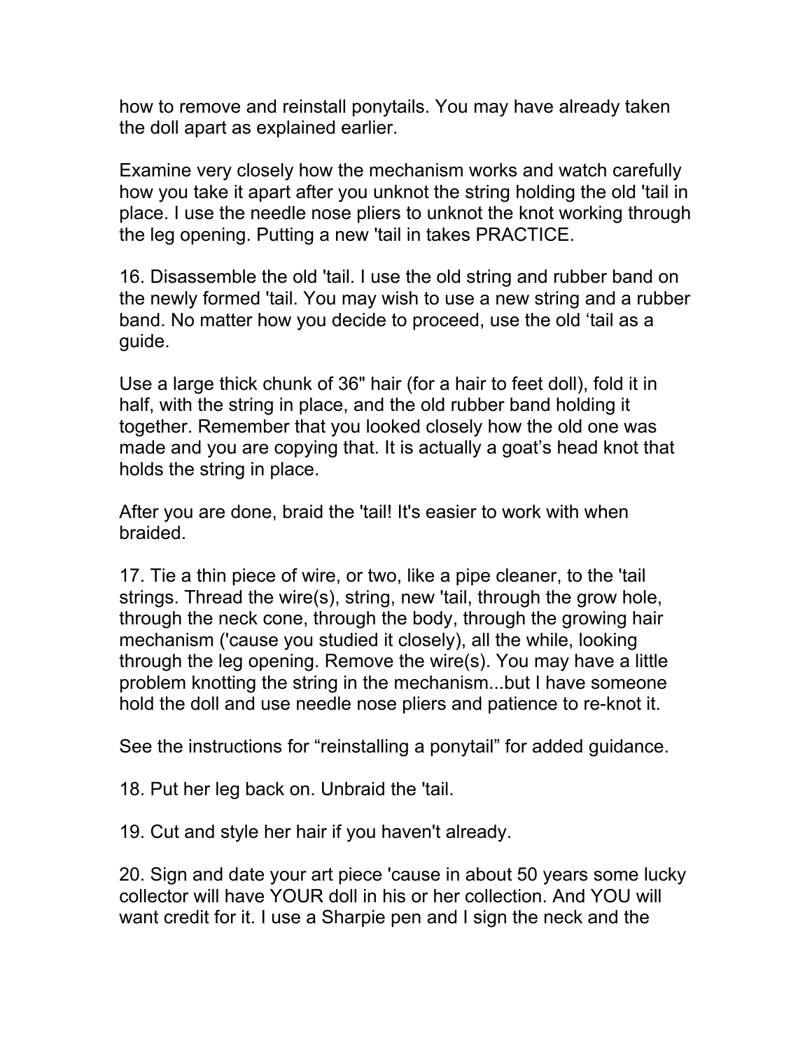how to remove and reinstall ponytails. You may have already taken the doll apart as explained earlier.

Examine very closely how the mechanism works and watch carefully how you take it apart after you unknot the string holding the old 'tail in place. I use the needle nose pliers to unknot the knot working through the leg opening. Putting a new 'tail in takes PRACTICE.

16. Disassemble the old 'tail. I use the old string and rubber band on the newly formed 'tail. You may wish to use a new string and a rubber band. No matter how you decide to proceed, use the old 'tail as a guide.

Use a large thick chunk of 36" hair (for a hair to feet doll), fold it in half, with the string in place, and the old rubber band holding it together. Remember that you looked closely how the old one was made and you are copying that. It is actually a goat's head knot that holds the string in place.

After you are done, braid the 'tail! It's easier to work with when braided.

17. Tie a thin piece of wire, or two, like a pipe cleaner, to the 'tail strings. Thread the wire(s), string, new 'tail, through the grow hole, through the neck cone, through the body, through the growing hair mechanism ('cause you studied it closely), all the while, looking through the leg opening. Remove the wire(s). You may have a little problem knotting the string in the mechanism...but I have someone hold the doll and use needle nose pliers and patience to re-knot it.

See the instructions for "reinstalling a ponytail" for added guidance.

18. Put her leg back on. Unbraid the 'tail.

19. Cut and style her hair if you haven't already.

20. Sign and date your art piece 'cause in about 50 years some lucky collector will have YOUR doll in his or her collection. And YOU will want credit for it. I use a Sharpie pen and I sign the neck and the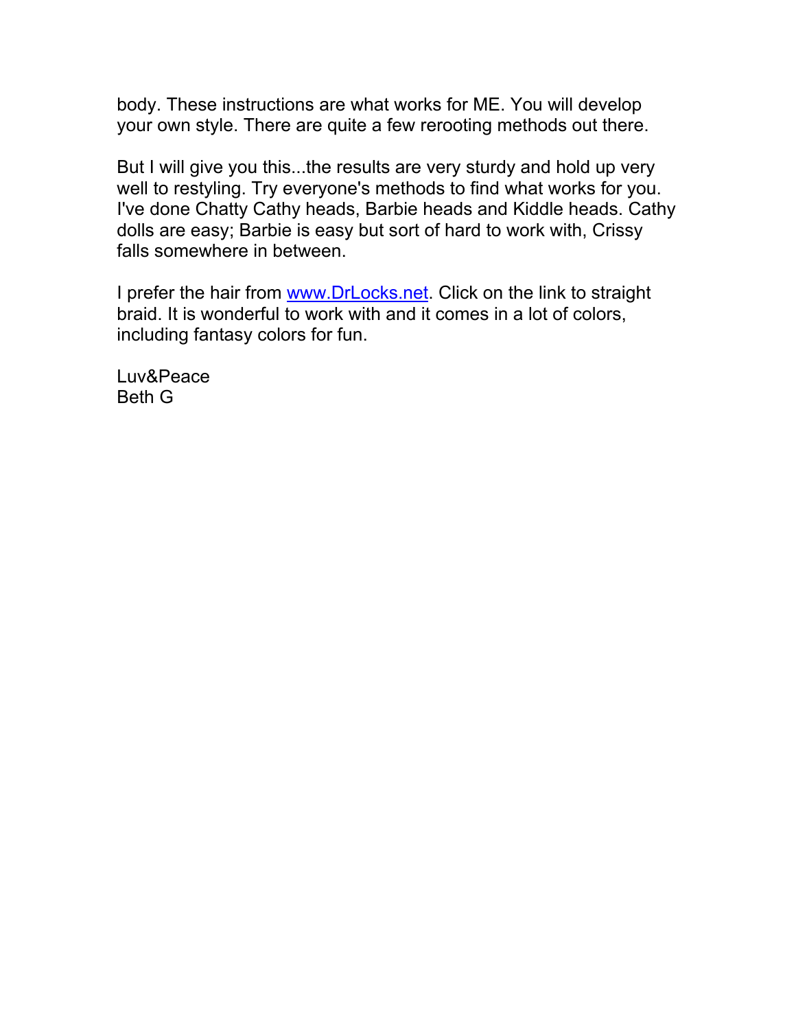body. These instructions are what works for ME. You will develop your own style. There are quite a few rerooting methods out there.

But I will give you this...the results are very sturdy and hold up very well to restyling. Try everyone's methods to find what works for you. I've done Chatty Cathy heads, Barbie heads and Kiddle heads. Cathy dolls are easy; Barbie is easy but sort of hard to work with, Crissy falls somewhere in between.

I prefer the hair from [www.DrLocks.net](http://www.DrLocks.net). Click on the link to straight braid. It is wonderful to work with and it comes in a lot of colors, including fantasy colors for fun.

Luv&Peace
Beth G